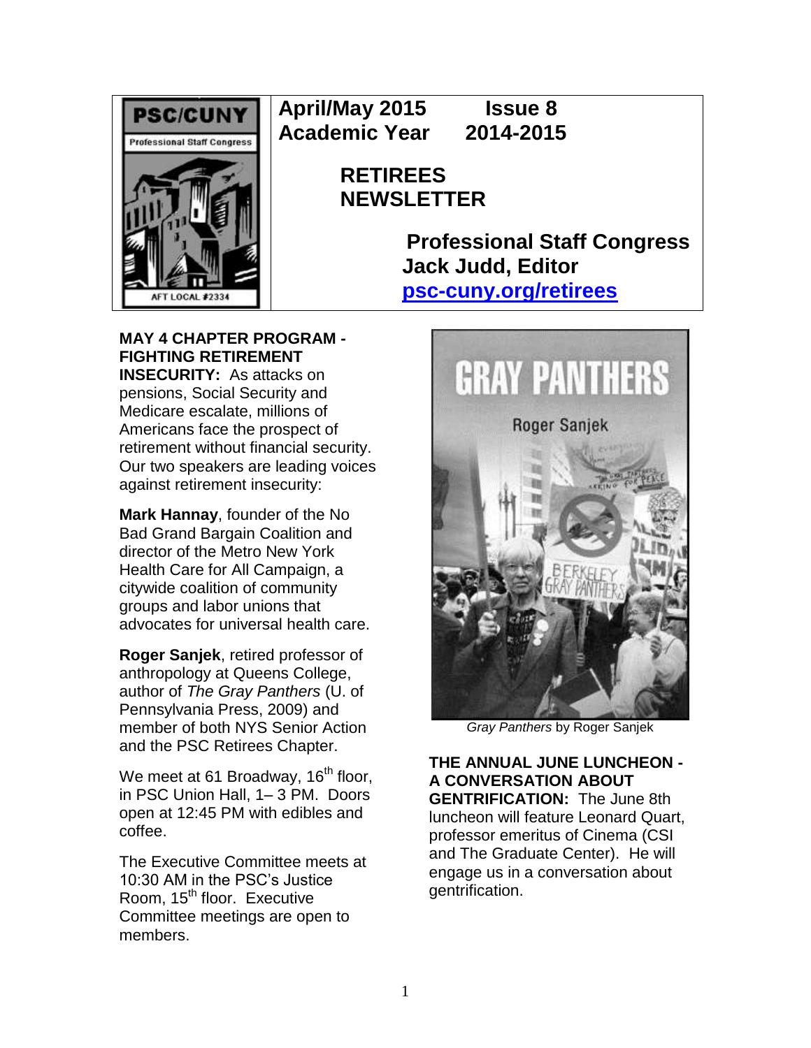PSC/CUNY
Professional Staff Congress
AFT LOCAL #2334

**April/May 2015 Issue 8**
**Academic Year 2014-2015**

# RETIREES NEWSLETTER

**Professional Staff Congress**
**Jack Judd, Editor**
**psc-cuny.org/retirees**

**MAY 4 CHAPTER PROGRAM - FIGHTING RETIREMENT INSECURITY:** As attacks on pensions, Social Security and Medicare escalate, millions of Americans face the prospect of retirement without financial security. Our two speakers are leading voices against retirement insecurity:

**Mark Hannay**, founder of the No Bad Grand Bargain Coalition and director of the Metro New York Health Care for All Campaign, a citywide coalition of community groups and labor unions that advocates for universal health care.

**Roger Sanjek**, retired professor of anthropology at Queens College, author of *The Gray Panthers* (U. of Pennsylvania Press, 2009) and member of both NYS Senior Action and the PSC Retirees Chapter.

We meet at 61 Broadway, 16th floor, in PSC Union Hall, 1– 3 PM. Doors open at 12:45 PM with edibles and coffee.

The Executive Committee meets at 10:30 AM in the PSC's Justice Room, 15th floor. Executive Committee meetings are open to members.

*Gray Panthers* by Roger Sanjek

**THE ANNUAL JUNE LUNCHEON - A CONVERSATION ABOUT GENTRIFICATION:** The June 8th luncheon will feature Leonard Quart, professor emeritus of Cinema (CSI and The Graduate Center). He will engage us in a conversation about gentrification.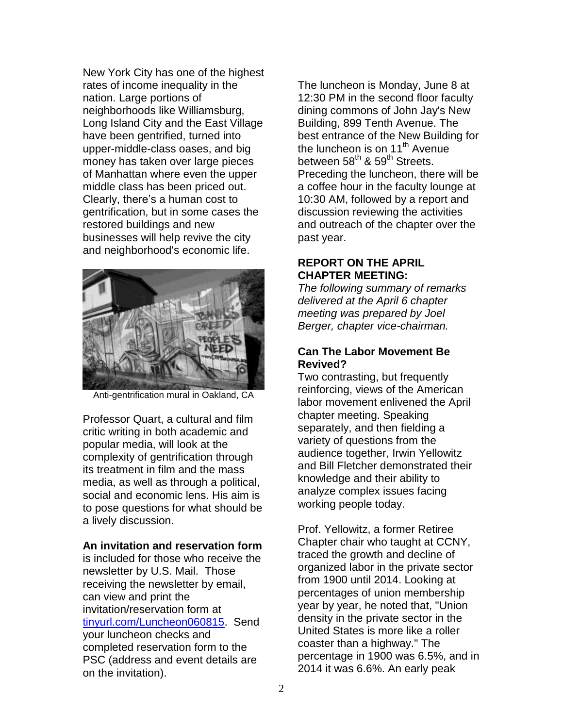New York City has one of the highest rates of income inequality in the nation. Large portions of neighborhoods like Williamsburg, Long Island City and the East Village have been gentrified, turned into upper-middle-class oases, and big money has taken over large pieces of Manhattan where even the upper middle class has been priced out. Clearly, there's a human cost to gentrification, but in some cases the restored buildings and new businesses will help revive the city and neighborhood's economic life.

Anti-gentrification mural in Oakland, CA

Professor Quart, a cultural and film critic writing in both academic and popular media, will look at the complexity of gentrification through its treatment in film and the mass media, as well as through a political, social and economic lens. His aim is to pose questions for what should be a lively discussion.

**An invitation and reservation form** is included for those who receive the newsletter by U.S. Mail. Those receiving the newsletter by email, can view and print the invitation/reservation form at tinyurl.com/Luncheon060815. Send your luncheon checks and completed reservation form to the PSC (address and event details are on the invitation).

The luncheon is Monday, June 8 at 12:30 PM in the second floor faculty dining commons of John Jay's New Building, 899 Tenth Avenue. The best entrance of the New Building for the luncheon is on 11th Avenue between 58th & 59th Streets. Preceding the luncheon, there will be a coffee hour in the faculty lounge at 10:30 AM, followed by a report and discussion reviewing the activities and outreach of the chapter over the past year.

**REPORT ON THE APRIL CHAPTER MEETING:**

*The following summary of remarks delivered at the April 6 chapter meeting was prepared by Joel Berger, chapter vice-chairman.*

**Can The Labor Movement Be Revived?**

Two contrasting, but frequently reinforcing, views of the American labor movement enlivened the April chapter meeting. Speaking separately, and then fielding a variety of questions from the audience together, Irwin Yellowitz and Bill Fletcher demonstrated their knowledge and their ability to analyze complex issues facing working people today.

Prof. Yellowitz, a former Retiree Chapter chair who taught at CCNY, traced the growth and decline of organized labor in the private sector from 1900 until 2014. Looking at percentages of union membership year by year, he noted that, "Union density in the private sector in the United States is more like a roller coaster than a highway." The percentage in 1900 was 6.5%, and in 2014 it was 6.6%. An early peak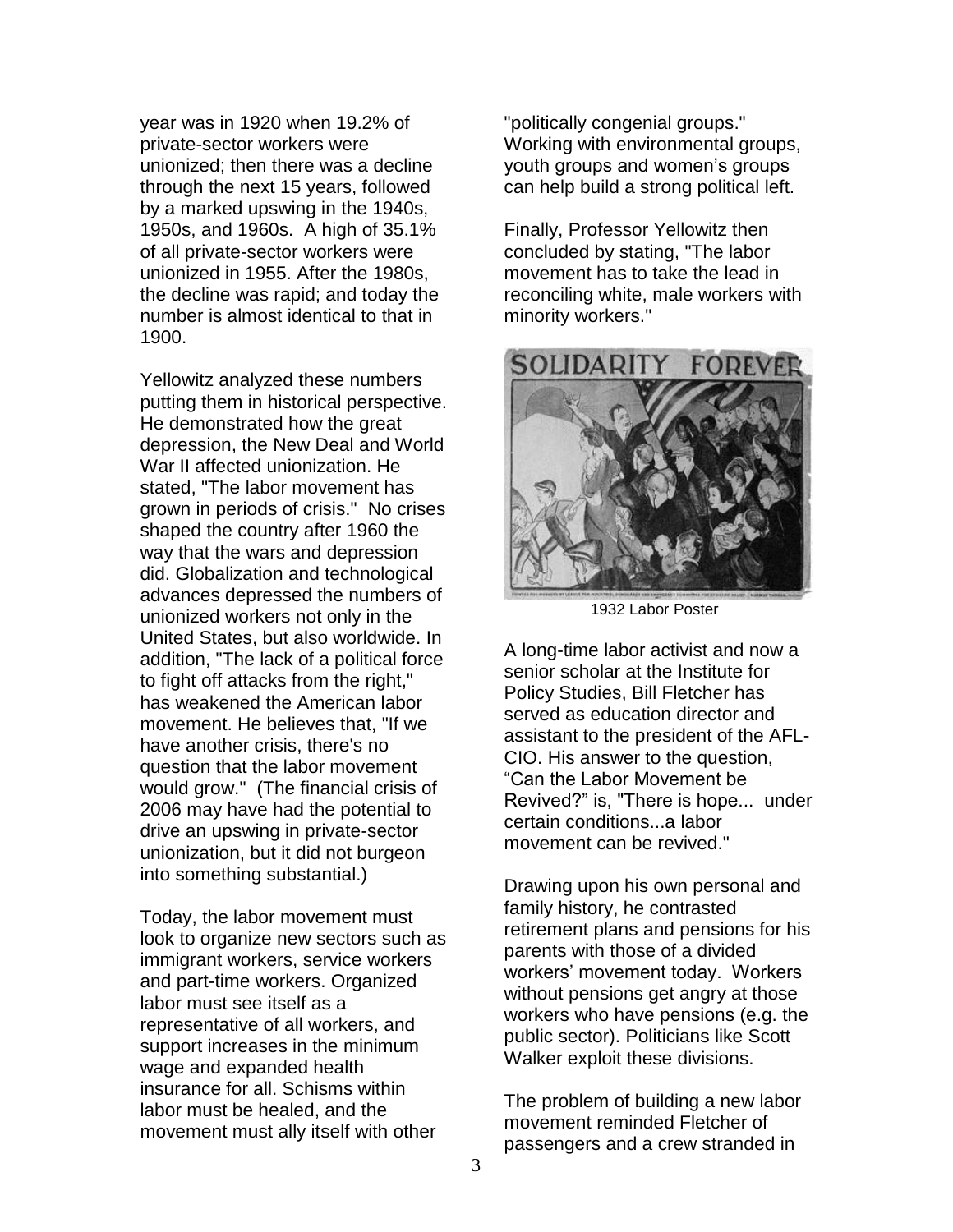year was in 1920 when 19.2% of private-sector workers were unionized; then there was a decline through the next 15 years, followed by a marked upswing in the 1940s, 1950s, and 1960s. A high of 35.1% of all private-sector workers were unionized in 1955. After the 1980s, the decline was rapid; and today the number is almost identical to that in 1900.

Yellowitz analyzed these numbers putting them in historical perspective. He demonstrated how the great depression, the New Deal and World War II affected unionization. He stated, "The labor movement has grown in periods of crisis." No crises shaped the country after 1960 the way that the wars and depression did. Globalization and technological advances depressed the numbers of unionized workers not only in the United States, but also worldwide. In addition, "The lack of a political force to fight off attacks from the right," has weakened the American labor movement. He believes that, "If we have another crisis, there's no question that the labor movement would grow." (The financial crisis of 2006 may have had the potential to drive an upswing in private-sector unionization, but it did not burgeon into something substantial.)

Today, the labor movement must look to organize new sectors such as immigrant workers, service workers and part-time workers. Organized labor must see itself as a representative of all workers, and support increases in the minimum wage and expanded health insurance for all. Schisms within labor must be healed, and the movement must ally itself with other "politically congenial groups." Working with environmental groups, youth groups and women's groups can help build a strong political left.

Finally, Professor Yellowitz then concluded by stating, "The labor movement has to take the lead in reconciling white, male workers with minority workers."

1932 Labor Poster

A long-time labor activist and now a senior scholar at the Institute for Policy Studies, Bill Fletcher has served as education director and assistant to the president of the AFL-CIO. His answer to the question, "Can the Labor Movement be Revived?" is, "There is hope... under certain conditions...a labor movement can be revived."

Drawing upon his own personal and family history, he contrasted retirement plans and pensions for his parents with those of a divided workers' movement today. Workers without pensions get angry at those workers who have pensions (e.g. the public sector). Politicians like Scott Walker exploit these divisions.

The problem of building a new labor movement reminded Fletcher of passengers and a crew stranded in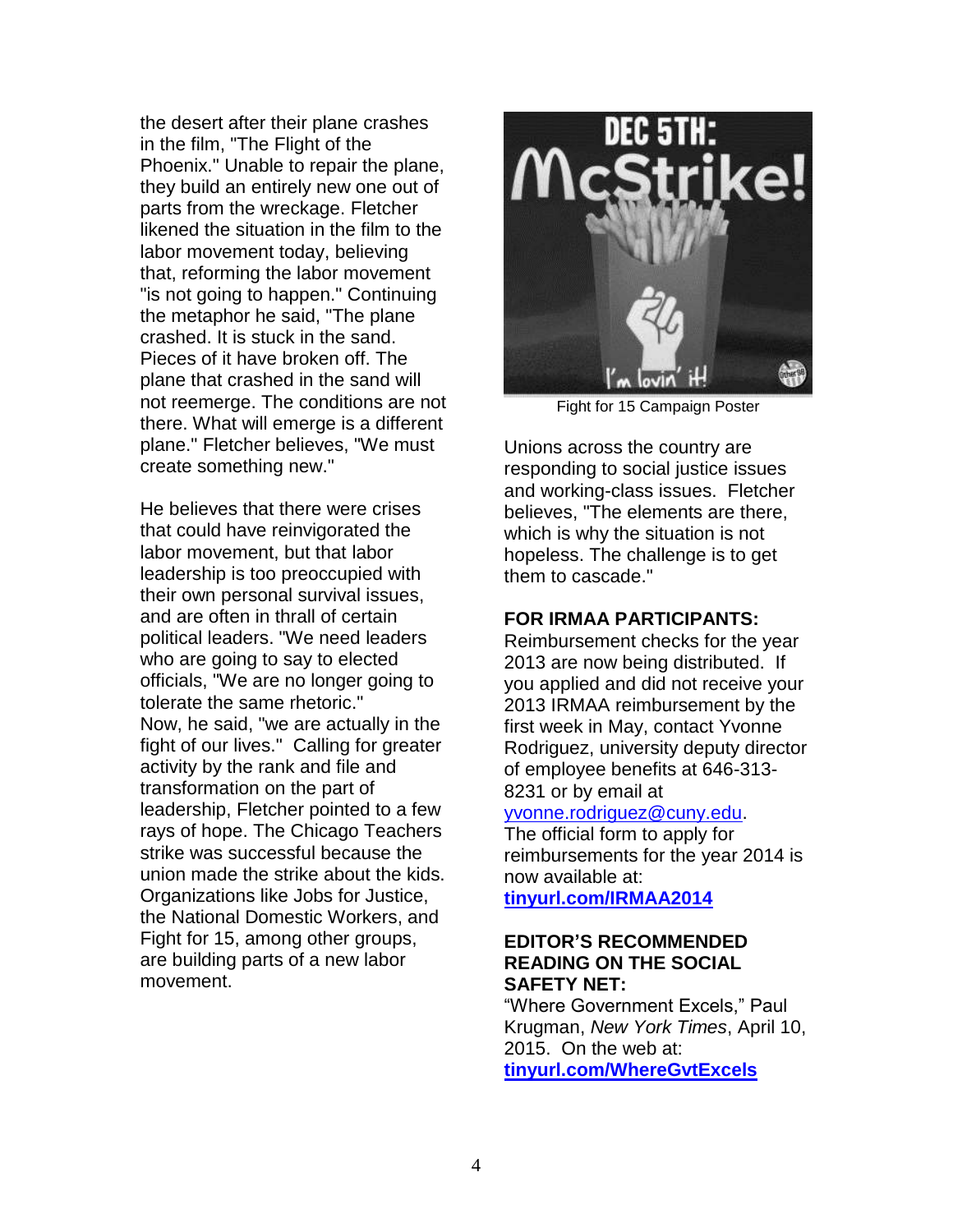the desert after their plane crashes in the film, "The Flight of the Phoenix." Unable to repair the plane, they build an entirely new one out of parts from the wreckage. Fletcher likened the situation in the film to the labor movement today, believing that, reforming the labor movement "is not going to happen." Continuing the metaphor he said, "The plane crashed. It is stuck in the sand. Pieces of it have broken off. The plane that crashed in the sand will not reemerge. The conditions are not there. What will emerge is a different plane." Fletcher believes, "We must create something new."

He believes that there were crises that could have reinvigorated the labor movement, but that labor leadership is too preoccupied with their own personal survival issues, and are often in thrall of certain political leaders. "We need leaders who are going to say to elected officials, "We are no longer going to tolerate the same rhetoric." Now, he said, "we are actually in the fight of our lives." Calling for greater activity by the rank and file and transformation on the part of leadership, Fletcher pointed to a few rays of hope. The Chicago Teachers strike was successful because the union made the strike about the kids. Organizations like Jobs for Justice, the National Domestic Workers, and Fight for 15, among other groups, are building parts of a new labor movement.

DEC 5TH: McStrike! I'm lovin' it!

Fight for 15 Campaign Poster

Unions across the country are responding to social justice issues and working-class issues. Fletcher believes, "The elements are there, which is why the situation is not hopeless. The challenge is to get them to cascade."

**FOR IRMAA PARTICIPANTS:**
Reimbursement checks for the year 2013 are now being distributed. If you applied and did not receive your 2013 IRMAA reimbursement by the first week in May, contact Yvonne Rodriguez, university deputy director of employee benefits at 646-313-8231 or by email at yvonne.rodriguez@cuny.edu.
The official form to apply for reimbursements for the year 2014 is now available at:
**tinyurl.com/IRMAA2014**

**EDITOR'S RECOMMENDED READING ON THE SOCIAL SAFETY NET:**
"Where Government Excels," Paul Krugman, *New York Times*, April 10, 2015. On the web at:
**tinyurl.com/WhereGvtExcels**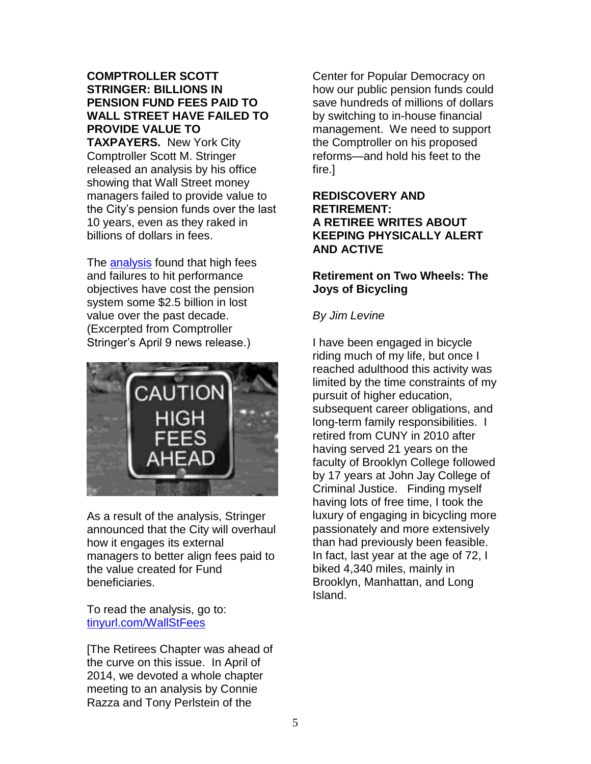**COMPTROLLER SCOTT STRINGER: BILLIONS IN PENSION FUND FEES PAID TO WALL STREET HAVE FAILED TO PROVIDE VALUE TO TAXPAYERS.** New York City Comptroller Scott M. Stringer released an analysis by his office showing that Wall Street money managers failed to provide value to the City's pension funds over the last 10 years, even as they raked in billions of dollars in fees.

The analysis found that high fees and failures to hit performance objectives have cost the pension system some $2.5 billion in lost value over the past decade. (Excerpted from Comptroller Stringer's April 9 news release.)

As a result of the analysis, Stringer announced that the City will overhaul how it engages its external managers to better align fees paid to the value created for Fund beneficiaries.

To read the analysis, go to: tinyurl.com/WallStFees

[The Retirees Chapter was ahead of the curve on this issue. In April of 2014, we devoted a whole chapter meeting to an analysis by Connie Razza and Tony Perlstein of the Center for Popular Democracy on how our public pension funds could save hundreds of millions of dollars by switching to in-house financial management. We need to support the Comptroller on his proposed reforms—and hold his feet to the fire.]

**REDISCOVERY AND RETIREMENT:**
**A RETIREE WRITES ABOUT KEEPING PHYSICALLY ALERT AND ACTIVE**

**Retirement on Two Wheels: The Joys of Bicycling**

*By Jim Levine*

I have been engaged in bicycle riding much of my life, but once I reached adulthood this activity was limited by the time constraints of my pursuit of higher education, subsequent career obligations, and long-term family responsibilities. I retired from CUNY in 2010 after having served 21 years on the faculty of Brooklyn College followed by 17 years at John Jay College of Criminal Justice. Finding myself having lots of free time, I took the luxury of engaging in bicycling more passionately and more extensively than had previously been feasible. In fact, last year at the age of 72, I biked 4,340 miles, mainly in Brooklyn, Manhattan, and Long Island.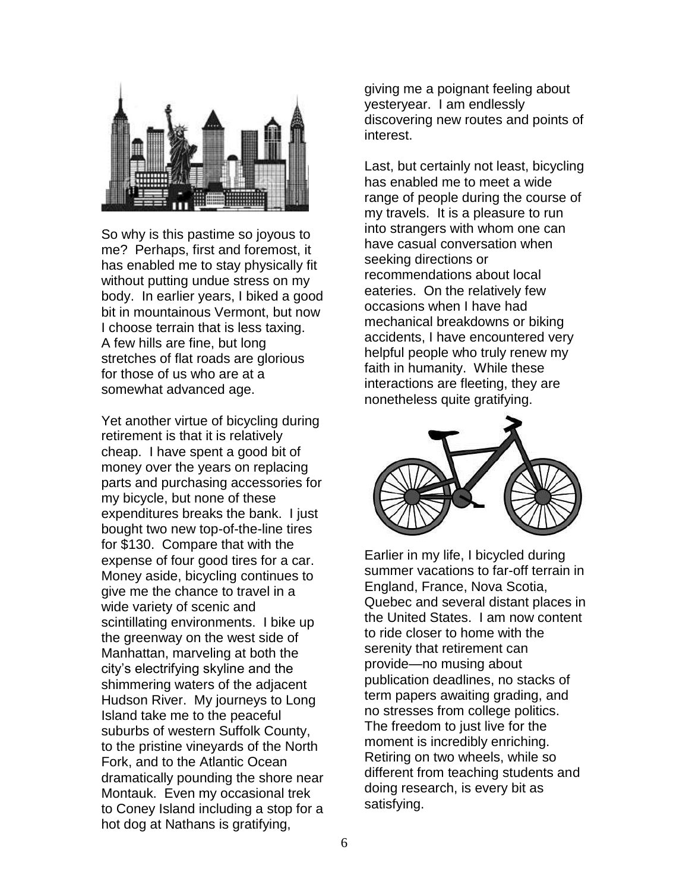So why is this pastime so joyous to me? Perhaps, first and foremost, it has enabled me to stay physically fit without putting undue stress on my body. In earlier years, I biked a good bit in mountainous Vermont, but now I choose terrain that is less taxing. A few hills are fine, but long stretches of flat roads are glorious for those of us who are at a somewhat advanced age.

Yet another virtue of bicycling during retirement is that it is relatively cheap. I have spent a good bit of money over the years on replacing parts and purchasing accessories for my bicycle, but none of these expenditures breaks the bank. I just bought two new top-of-the-line tires for $130. Compare that with the expense of four good tires for a car. Money aside, bicycling continues to give me the chance to travel in a wide variety of scenic and scintillating environments. I bike up the greenway on the west side of Manhattan, marveling at both the city's electrifying skyline and the shimmering waters of the adjacent Hudson River. My journeys to Long Island take me to the peaceful suburbs of western Suffolk County, to the pristine vineyards of the North Fork, and to the Atlantic Ocean dramatically pounding the shore near Montauk. Even my occasional trek to Coney Island including a stop for a hot dog at Nathans is gratifying, giving me a poignant feeling about yesteryear. I am endlessly discovering new routes and points of interest.

Last, but certainly not least, bicycling has enabled me to meet a wide range of people during the course of my travels. It is a pleasure to run into strangers with whom one can have casual conversation when seeking directions or recommendations about local eateries. On the relatively few occasions when I have had mechanical breakdowns or biking accidents, I have encountered very helpful people who truly renew my faith in humanity. While these interactions are fleeting, they are nonetheless quite gratifying.

Earlier in my life, I bicycled during summer vacations to far-off terrain in England, France, Nova Scotia, Quebec and several distant places in the United States. I am now content to ride closer to home with the serenity that retirement can provide—no musing about publication deadlines, no stacks of term papers awaiting grading, and no stresses from college politics. The freedom to just live for the moment is incredibly enriching. Retiring on two wheels, while so different from teaching students and doing research, is every bit as satisfying.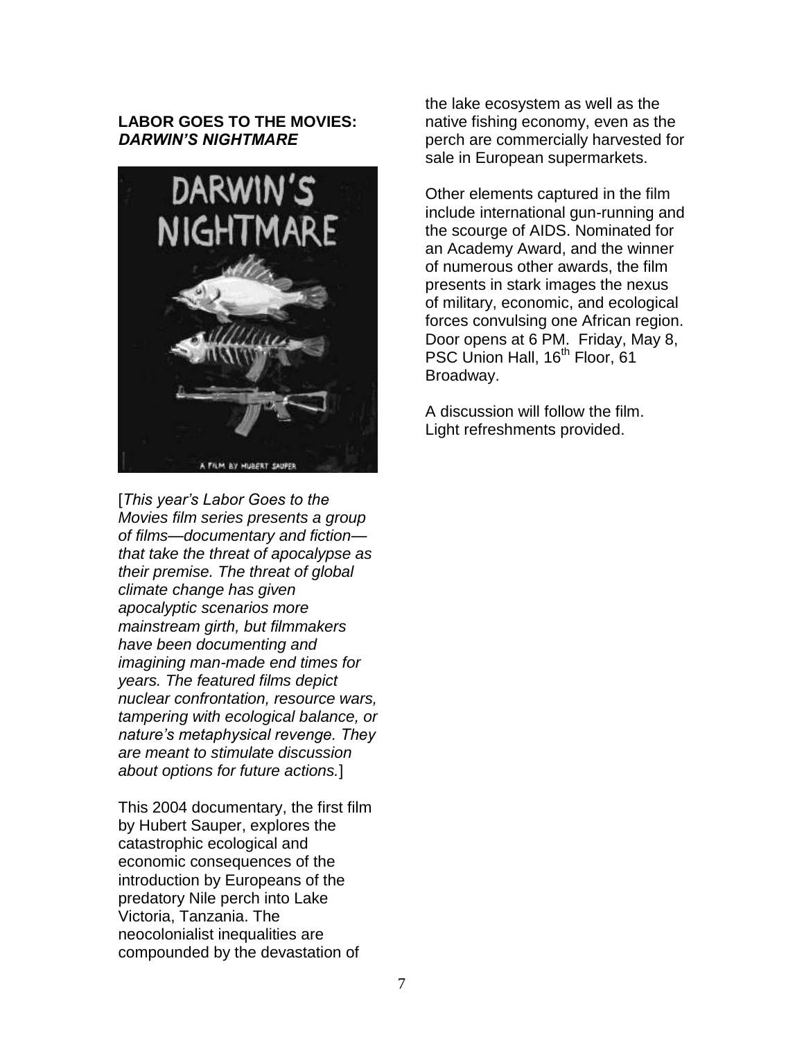**LABOR GOES TO THE MOVIES:**
***DARWIN'S NIGHTMARE***

[*This year's Labor Goes to the Movies film series presents a group of films—documentary and fiction—that take the threat of apocalypse as their premise. The threat of global climate change has given apocalyptic scenarios more mainstream girth, but filmmakers have been documenting and imagining man-made end times for years. The featured films depict nuclear confrontation, resource wars, tampering with ecological balance, or nature's metaphysical revenge. They are meant to stimulate discussion about options for future actions.*]

This 2004 documentary, the first film by Hubert Sauper, explores the catastrophic ecological and economic consequences of the introduction by Europeans of the predatory Nile perch into Lake Victoria, Tanzania. The neocolonialist inequalities are compounded by the devastation of the lake ecosystem as well as the native fishing economy, even as the perch are commercially harvested for sale in European supermarkets.

Other elements captured in the film include international gun-running and the scourge of AIDS. Nominated for an Academy Award, and the winner of numerous other awards, the film presents in stark images the nexus of military, economic, and ecological forces convulsing one African region. Door opens at 6 PM. Friday, May 8, PSC Union Hall, 16th Floor, 61 Broadway.

A discussion will follow the film. Light refreshments provided.